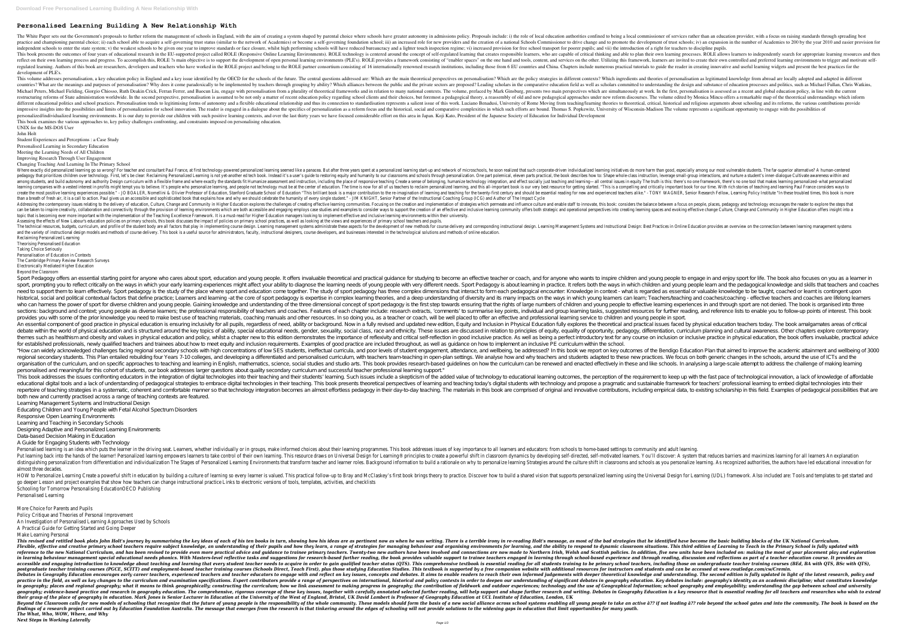# Personalised Learning Building A New Relationship With

The White Paper sets out the Government's proposals to further reform the management of schools in England, with the aim of creating a system shaped by parental choice where schools have greater autonomy in admissions policy. Proposals include: i) the role of local education authorities confined to being a local commissioner of services rather than an education provider, with a focus on raising standards through spreading best practice and championing parental choice; ii) each school able to acquire a self-governing trust status (similar to the model of Academies) or become a self-governing foundation school; iii) an increased role for new providers and the creation of a national Schools Commissioner to drive change and to promote the development of trust schools; iv) an expansion in the number of Academies to 200 by the year 2010 and easier provision for independent schools to enter the state system; v) the weakest schools to be given one year to improve standards or face closure, whilst high performing schools will have reduced bureaucracy and a lighter touch inspection regime; vi) increased provision for free school transport for poorer pupils; and vii) the introduction of a right for teachers to discipline pupils.

This book presents the outcomes of four years of educational research in the EU-supported project called ROLE (Responsive Online Learning Environments). ROLE technology is centered around the concept of self-regulated learning that creates responsible learners, who are capable of critical thinking and able to plan their own learning processes. ROLE allows learners to independently search for appropriate learning resources and then reflect on their own learning process and progress. To accomplish this, ROLE ?s main objective is to support the development of open personal learning environments (PLE's). ROLE provides a framework consisting of "enabler spaces" on the one hand and tools, content, and services on the other. Utilizing this framework, learners are invited to create their own controlled and preferred learning environments to trigger and motivate self-regulated learning. Authors of this book are researchers, developers and teachers who have worked in the ROLE project and belong to the ROLE partner consortium consisting of 16 internationally renowned research institutions, including those from 6 EU countries and China. Chapters include numerous practical tutorials to guide the reader in creating innovative and useful learning widgets and present the best practices for the development of PLE's.

This volume addresses personalisation, a key education policy in England and a key issue identified by the OECD for the schools of the future. The central questions addressed are: Which are the main theoretical perspectives on personalisation? Which are the policy strategies in different contexts? Which ingredients and theories of personalisation as legitimated knowledge from abroad are locally adopted and adapted in different countries? What are the meanings and purposes of personalisation? Why does it come paradoxically to be implemented by teachers through grouping by ability? Which alliances between the public and the private sectors are proposed? Leading scholars in the comparative education field as well as scholars committed to understanding the design and substance of education processes and politics, such as Michael Fullan, Chris Watkins, Michael Peters, Michael Fielding, Giorgio Chiosso, Ruth Deakin Crick, Ferran Ferrer, and Baocun Liu, engage with personalisation from a plurality of theoretical frameworks and in relation to many national contexts. The volume, prefaced by Mark Ginsburg, presents two main perspectives which are simultaneously at work. In the first, personalisation is assessed as a recent and global education policy, in line with the current restructuring reforms of State administration worldwide. In the second perspective, personalisation is assumed to be not only a matter of recent education policy regarding school clients and their choices, but foremost a pedagogical theory, a reassembly of old and new pedagogical approaches under new reform discourses. The volume edited by Monica Mincu offers a remarkable map of the theoretical understandings which inform different educational politics and school practices. Personalisation tends to legitimising forms of autonomy and a holistic educational relationship and thus its connection to standardisation represents a salient issue of this work. Luciano Benadusi, University of Rome Moving from teaching/learning theories to theoretical, critical, historical and religious arguments about schooling and its reforms, the various contributions provide impressive insights into the possibilities and limits of personalization for school innovation. The reader is engaged in a dialogue about the specifics of personalization as a reform focus and the historical, social and comparative complexities in which such efforts are bound. Thomas S. Popkewitz, University of Wisconsin-Madison The volume represents a significant opportunity to engage with the possibilities of personalized/individualized learning environments. It is our duty to provide our children with such positive learning contexts, and over the last thirty years we have focused considerable effort on this area in Japan. Koji Kato, President of the Japanese Society of Education for Individual Development

This book examines the various approaches to, key policy challenges confronting, and constraints imposed on personalising education.

UNIX for the MS-DOS User
John Holt
Student Experiences and Perceptions : a Case Study
Personalised Learning in Secondary Education
Meeting the Learning Needs of All Children
Improving Research Through User Engagement
Changing Teaching And Learning In The Primary School

Where exactly did personalized learning go so wrong? For teacher and consultant Paul France, at first technology-powered personalized learning seemed like a panacea. But after three years spent at a personalized learning start-up and network of microschools, he soon realized that such corporate-driven individualized learning initiatives do more harm than good, especially among our most vulnerable students. The far-superior alternative? A human-centered pedagogy that prioritizes children over technology. First, let's be clear: Reclaiming Personalized Learning is not yet-another ed tech book. Instead it's a user's guide to restoring equity and humanity to our classrooms and schools through personalization. One part polemical, eleven parts practical, the book describes how to: Shape whole-class instruction, leverage small-group interactions, and nurture a student's inner-dialogue Cultivate awareness within and among students, and build autonomy and authority Design curriculum with a flexible frame and where exactly the standards fit Humanize assessment and instruction, including the place of responsive teaching Create a sense of belonging, humanize technology integration, and effect socially just teaching and learning—all central issues in equity The truth is this: there's no one framework, there's no one tool that makes learning personalized–what personalized learning companies with a vested interest in profits might tempt you to believe. It's people who personalize learning, and people not technology must be at the center of education. The time is now for all of us teachers to reclaim personalized learning, and this all-important book is our very best resource for getting started. "This is a compelling and critically important book for our time. With rich stories of teaching and learning Paul France considers ways to create the most positive learning experiences possible." - JO BOALER, Nomellini & Olivier Professor of Education, Stanford Graduate School of Education "This brilliant book is a major contribution to the re-imagination of learning and teaching for the twenty-first century and should be essential reading for new and experienced teachers alike." - TONY WAGNER, Senior Research Fellow, Learning Policy Institute "In these troubled times, this book is more than a breath of fresh air, it is a call to action. Paul gives us an accessible and sophisticated book that explains how and why we should celebrate the humanity of every single student." - JIM KNIGHT, Senior Partner of the Instructional Coaching Group (ICG) and Author of The Impact Cycle

Addressing the contemporary issues relating to the delivery of education, Culture, Change and Community in Higher Education explores the challenges of creating effective learning communities. Focusing on the creation and implementation of strategies which permeate and influence culture and enable staff to innovate, this book: considers the balance between a focus on people, places, pedagogy and technology encourages the reader to explore the steps that can be taken to inspire creativity, collaboration and connectivity through the provision of learning environments which are both accessible and engaging employs case studies and examples to consider ways to support the creation of an effective and inclusive learning community offers both strategic and operational perspectives into creating learning spaces and evoking effective change Culture, Change and Community in Higher Education offers insight into a topic that is becoming ever more important with the implementation of the Teaching Excellence Framework. It is a must-read for Higher Education managers looking to implement effective and inclusive learning environments within their university.

Assessing the effects of New Labour's education policies on primary schools, this book discusses the impact of policies on primary school practices, as well as looking at the views and experiences of primary school teachers and pupils.

The technical resources, budgets, curriculum, and profile of the student body are all factors that play in implementing course design. Learning management systems administrate these aspects for the development of new methods for course delivery and corresponding instructional design. Learning Management Systems and Instructional Design: Best Practices in Online Education provides an overview on the connection between learning management systems and the variety of instructional design models and methods of course delivery. This book is a useful source for administrators, faculty, instructional designers, course developers, and businesses interested in the technological solutions and methods of online education.

Reclaiming Personalized Learning
Theorising Personalised Education
Taking Choice Seriously
Personalisation of Education in Contexts
The Cambridge Primary Review Research Surveys
Electronically Mediated Higher Education
Beyond the Classroom

Sport Pedagogy offers an essential starting point for anyone who cares about sport, education and young people. It offers invaluable theoretical and practical guidance for studying to become an effective teacher or coach, and for anyone who wants to inspire children and young people to engage in and enjoy sport for life. The book also focuses on you as a learner in sport, prompting you to reflect critically on the ways in which your early learning experiences might affect your ability to diagnose the learning needs of young people with very different needs. Sport Pedagogy is about learning in practice. It refers both the ways in which children and young people learn and the pedagogical knowledge and skills that teachers and coaches need to support them to learn effectively. Sport pedagogy is the study of the place where sport and education come together. The study of sport pedagogy has three complex dimensions that interact to form each pedagogical encounter: Knowledge in context - what is regarded as essential or valuable knowledge to be taught, coached or learnt is contingent upon historical, social and political contextual factors that define practice; Learners and learning -at the core of sport pedagogy is expertise in complex learning theories, and a deep understanding of diversity and its many impacts on the ways in which young learners can learn; Teachers/teaching and coaches/coaching - effective teachers and coaches are lifelong learners who can harness the power of sport for diverse children and young people. Gaining knowledge and understanding of the three dimensional concept of sport pedagogy is the first step towards ensuring that the rights of large numbers of children and young people to effective learning experiences in and through sport are not denied. The book is organised into three sections: background and context; young people as diverse learners; the professional responsibility of teachers and coaches. Features of each chapter include: research extracts, 'comments' to summarise key points, individual and group learning tasks, suggested resources for further reading, and reference lists to enable you to follow-up points of interest. This book provides you with some of the prior knowledge you need to make best use of teaching materials, coaching manuals and other resources. In so doing, you, as a teacher or coach, will be well placed to offer an effective and professional learning service to children and young people in sport.

An essential component of good practice in physical education is ensuring inclusivity for all pupils, regardless of need, ability or background. Now in a fully revised and updated new edition, Equity and Inclusion in Physical Education fully explores the theoretical and practical issues faced by physical education teachers today. The book amalgamates areas of critical debate within the world of physical education and is structured around the key topics of ability, special educational needs, gender, sexuality, social class, race and ethnicity. These issues are discussed in relation to principles of equity, equality of opportunity, pedagogy, differentiation, curriculum planning and cultural awareness. Other chapters explore contemporary themes such as healthism and obesity and values in physical education and policy, whilst a chapter new to this edition demonstrates the importance of reflexivity and critical self-reflection in good inclusive practice. As well as being a perfect introductory text for any course on inclusion or inclusive practice in physical education, the book offers invaluable, practical advice for established professionals, newly qualified teachers and trainees about how to meet equity and inclusion requirements. Examples of good practice are included throughout, as well as guidance on how to implement an inclusive PE curriculum within the school.

"How can widely acknowledged challenges facing regional secondary schools with high concentrations of low SES students, ineffectual curricula, and poor levels of student engagement, attendance, and wellbeing, be addressed? In this book we report on key outcomes of the Bendigo Education Plan that aimed to improve the academic attainment and wellbeing of 3000 regional secondary students. This Plan entailed rebuilding four Years 7-10 colleges, and developing a differentiated and personalised curriculum, with teachers team-teaching in open-plan settings. We analyse how and why teachers and students adapted to these new practices. We focus on both generic changes in the schools, around the use of ICTs and the organisation of the curriculum, and on specific approaches to teaching and learning in English, mathematics, science, social studies and studio arts. This book provides research-based guidelines on how the curriculum can be renewed and enacted effectively in these and like schools. In analysing a large-scale attempt to address the challenge of making learning personalised and meaningful for this cohort of students, our book addresses larger questions about quality secondary curriculum and successful teacher professional learning support."

This book addresses the issues confronting educators in the integration of digital technologies into their teaching and their students' learning. Such issues include a skepticism of the added value of technology to educational learning outcomes, the perception of the requirement to keep up with the fast pace of technological innovation, a lack of knowledge of affordable educational digital tools and a lack of understanding of pedagogical strategies to embrace digital technologies in their teaching. This book presents theoretical perspectives of learning and teaching today's digital students with technology and propose a pragmatic and sustainable framework for teachers' professional learning to embed digital technologies into their repertoire of teaching strategies in a systematic, coherent and comfortable manner so that technology integration becomes an almost effortless pedagogy in their day-to-day teaching. The materials in this book are comprised of original and innovative contributions, including empirical data, to existing scholarship in this field. Examples of pedagogical possibilities that are both new and currently practised across a range of teaching contexts are featured.

Learning Management Systems and Instructional Design
Educating Children and Young People with Fetal Alcohol Spectrum Disorders
Responsive Open Learning Environments
Learning and Teaching in Secondary Schools
Designing Adaptive and Personalized Learning Environments
Data-based Decision Making in Education
A Guide for Engaging Students with Technology

Personalised learning is an idea which puts the learner in the driving seat. Learners, whether individually or in groups, make informed choices about their learning programmes. This book addresses issues of key importance to all learners and educators: from schools to home-based settings to community and adult learning.

Put learning back into the hands of the learner! Personalized learning empowers learners to take control of their own learning. This resource draws on Universal Design for Learning® principles to create a powerful shift in classroom dynamics by developing self-directed, self-motivated learners. You'll discover: A system that reduces barriers and maximizes learning for all learners An explanation distinguishing personalization from differentiation and individualization The Stages of Personalized Learning Environments that transform teacher and learner roles. Background information to build a rationale on why to personalize learning Strategies around the culture shift in classrooms and schools as you personalize learning. As recognized authorities, the authors have led educational innovation for almost three decades.

HOW to Personalize Learning Create a powerful shift in education by building a culture of learning so every learner is valued. This practical follow-up to Bray and McClaskey's first book brings theory to practice. Discover how to build a shared vision that supports personalized learning using the Universal Design for Learning (UDL) framework. Also included are: Tools and templates to get started and go deeper Lesson and project examples that show how teachers can change instructional practice Links to electronic versions of tools, templates, activities, and checklists

Schooling for Tomorrow Personalising EducationOECD Publishing
Personalised Learning

More Choice for Parents and Pupils
Policy Critique and Theories of Personal Improvement
An Investigation of Personalised Learning Approaches Used by Schools
A Practical Guide for Getting Started and Going Deeper
Make Learning Personal

*This revised and retitled book plots John Holt's journey by summarising the key ideas of each of his ten books in turn, showing how his ideas are as pertinent now as when he was writing. There is a terrible irony in re-reading Holt's message, as most of the bad strategies that he identified have become the basic building blocks of the UK National Curriculum.*

*Flexible, effective and creative primary school teachers require subject knowledge, an understanding of their pupils and how they learn, a range of strategies for managing behaviour and organising environments for learning, and the ability to respond to dynamic classroom situations. This third edition of Learning to Teach in the Primary School is fully updated with reference to the new National Curriculum, and has been revised to provide even more practical advice and guidance to trainee primary teachers. Twenty-two new authors have been involved and connections are now made to Northern Irish, Welsh and Scottish policies. In addition, five new units have been included on: making the most of your placement play and exploration in learning behaviour management special educational needs phonics. With Masters-level reflective tasks and suggestions for research-based further reading, the book provides valuable support to trainee teachers engaged in learning through school-based experience and through reading, discussion and reflections as part of a teacher education course. It provides an accessible and engaging introduction to knowledge about teaching and learning that every student teacher needs to acquire in order to gain qualified teacher status (QTS). This comprehensive textbook is essential reading for all students training to be primary school teachers, including those on undergraduate teacher training courses (BEd, BA with QTS, BSc with QTS), postgraduate teacher training courses (PGCE, SCITT) and employment-based teacher training courses (Schools Direct, Teach First), plus those studying Education Studies. This textbook is supported by a free companion website with additional resources for instructors and students and can be accessed at www.routledge.com/cw/Cremin.*

*Debates in Geography Education encourages early career teachers, experienced teachers and teacher educators to engage with and reflect on key issues, concepts and debates. It aims to enable readers to reach their own informed judgements with deeper theoretical knowledge and understanding. The second edition is fully updated in light of the latest research, policy and practice in the field, as well as key changes to the curriculum and examination specifications. Expert contributors provide a range of perspectives on international, historical and policy contexts in order to deepen our understanding of significant debates in geography education. Key debates include: geography's identity as an academic discipline; what constitutes knowledge in geography; places and regional geography; what it means to think geographically, constructing the curriculum; how we link assessment to making progress in geography; the contribution of fieldwork and outdoor experiences; technology and the use of Geographical Information; school geography and employability; understanding the gap between school and university geography; evidence-based practice and research in geography education. The comprehensive, rigorous coverage of these key issues, together with carefully annotated selected further reading, will help support and shape further research and writing. Debates in Geography Education is a key resource that is essential reading for all teachers and researchers who wish to extend their grasp of the place of geography in education. Mark Jones is Senior Lecturer in Education at the University of the West of England, Bristol, UK David Lambert is Professor of Geography Education at UCL Institute of Education, London, UK*

*Beyond the Classroom calls for new models of schooling that recognize that the future of young people is the responsibility of the whole community. These models should form the basis of a new social alliance across school systems enabling all young people to take an active â?? if not leading â?? role beyond the school gates and into the community. The book is based on the findings of a research project carried out by Education Foundation Australia. The message that emerges from the research is that tinkering around the edges of schooling will not provide solutions to the widening gaps in education that limit opportunities for many youth.*

*The What, Who, WOW, Where, and Why*
*Next Steps in Working Laterally*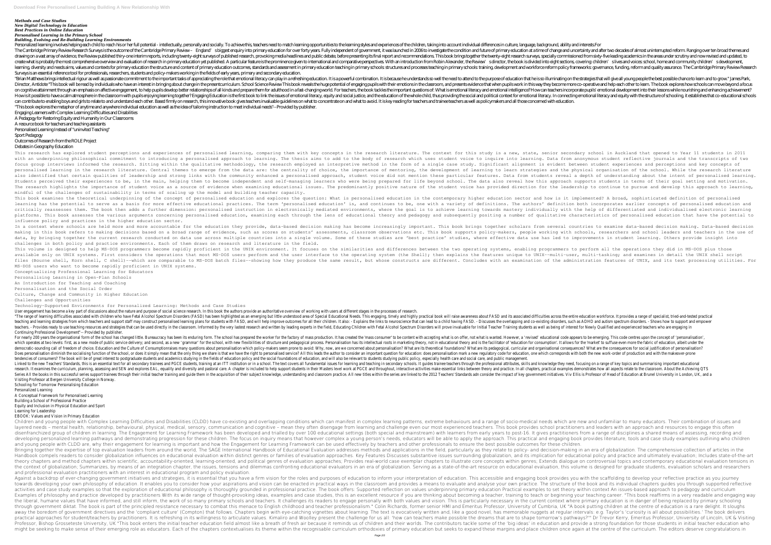*Methods and Case Studies*
*New Digital Technology in Education*
*Best Practices in Online Education*
*Personalised Learning in the Primary School*
*Building, Evolving and Re-Building Learning Environments*

Personalized learning involves helping each child to reach his or her full potential - intellectually, personally and socially. To achieve this, teachers need to match learning opportunities to the learning styles and experiences of the children, taking into account individual differences in culture, language, background, ability and interests.For

The Cambridge Primary Review Research Surveys is the outcome of the Cambridge Primary Review – England's biggest enquiry into primary education for over forty years. Fully independent of government, it was launched in 2006 to investigate the condition and future of primary education at a time of change and uncertainty and after two decades of almost uninterrupted reform. Ranging over ten broad themes and drawing on a vast array of evidence, the Review published thirty-one interim reports, including twenty-eight surveys of published research, provoking media headlines and public debate, before presenting its final report and recommendations. This book brings together the twenty-eight research surveys, specially commissioned from sixty-five leading academics in the areas under scrutiny and now revised and updated, to create what is probably the most comprehensive overview and evaluation of research in primary education yet published. A particular feature is the prominence given to international and comparative perspectives. With an introduction from Robin Alexander, the Review's director, the book is divided into eight sections, covering: children's lives and voices: school, home and community children's development, learning, diversity and needs aims, values and contexts for primary education the structure and content of primary education outcomes, standards and assessment in primary education teaching in primary schools: structures and processes teaching in primary schools: training, development and workforce reform policy frameworks: governance, funding, reform and quality assurance. The Cambridge Primary Review Research Surveys is an essential reference tool for professionals, researchers, students and policy-makers working in the fields of early years, primary and secondary education.

"Brian Matthews brings intellectual rigour as well as passionate commitment to the important tasks of appreciating the role that emotional literacy can play in a refreshing education. It is a powerful combination. It is because he understands so well the need to attend to the purpose of education that he is so illuminating on the strategies that will give all young people the best possible chance to learn and to grow." James Park, Director, Antidote "This book will be read by individuals who have an interest in bringing about change in the present curriculum. School Science Review This book reveals the huge potential of engaging pupils with their emotions in the classroom, and presents evidence that when pupils work in this way they become more co-operative and help each other to learn. The book explores how schools can move beyond a focus on cognitive attainment through an emphasis on affective engagement, to help pupils develop better relationships of all kinds and prepare them for adulthood in a fast-changing world. For teachers, the book tackles the important questions of: What is emotional literacy and emotional intelligence? How can teachers incorporate pupils' emotional development into their lessons while nourishing and enhancing achievement? How is it possible to have a calm atmosphere in the classroom with pupils enjoying learning together? Engaging Education is the first book to link the issues of emotional literacy, equity and social justice, and the education of the whole child, thus providing the social and political context for emotional literacy. In connecting emotional literacy and equity with the structure of schooling, it establishes that co-educational schools can contribute to enabling boys and girls to relate to and understand each other. Based firmly on research, this innovative book gives teachers invaluable guidelines on what to concentrate on and what to avoid. It is key reading for teachers and trainee teachers as well as policymakers and all those concerned with education.

"This book explores the metaphor of anytime and anywhere individual education as well as the idea of tailoring instruction to meet individual needs"--Provided by publisher.

Engaging Learners with Complex Learning Difficulties and Disabilities
A Pedagogy for Restoring Equity and Humanity in Our Classrooms
A resource book for teachers and teaching assistants
Personalised Learning Instead of "Uninvited Teaching"
Sport Pedagogy
Outcomes of Research from the ROLE Project
Debates in Geography Education

This research has explored student perceptions and experiences of personalised learning, comparing them with key concepts in the research literature. The context for this study is a new, state, senior secondary school in Auckland that opened to Year 11 students in 2011 with an underpinning philosophical commitment to introducing a personalised approach to learning. The thesis aims to add to the body of research which uses student voice to inquire into learning. Data from anonymous student reflective journals and the transcripts of two focus group interviews informed the research. Sitting within the qualitative methodology, the research employed an interpretive method in the form of a single case study. Significant alignment is evident between student experiences and perceptions and key concepts of personalised learning in the research literature. Central themes to emerge from the data are: the centrality of choice, the importance of mentoring, the development of learning to learn strategies and the physical organisation of the school. While the research literature also identified that certain qualities of leadership and strong links with the community enhanced a personalised approach, student voice did not mention these particular features. Data from students reveal a depth of understanding about the intent of personalised learning. Students perceived their experiences to be, in the main, helping them to become independent and self-managing learners who were being prepared for life beyond school. The data also reveal how this approach supports students in terms of their goal setting and motivation. The research highlights the importance of student voice as a source of evidence when examining educational issues. The predominantly positive nature of the student voice has provided direction for the leadership to continue to pursue and develop this approach to learning, mindful of the challenges of sustainability in terms of scaling up the model and building teacher capacity.

This book examines the theoretical underpinning of the concept of personalised education and explores the question: What is personalised education in the contemporary higher education sector and how is it implemented? A broad, sophisticated definition of personalised learning has the potential to serve as a basis for more effective educational practices. The term 'personalised education' is, and continues to be, one with a variety of definitions. The authors' definition both incorporates earlier concepts of personalised education and critically reassesses them. The book then adds a further dimension: personalised instruction in electronically mediated environments, where the goal is to achieve learning towards mastery individually with the help of differentiated and individualised electronic learning platforms. This book assesses the various arguments concerning personalised education, examining each through the lens of educational theory and pedagogy and subsequently positing a number of qualitative characteristics of personalised education that have the potential to influence policy and practices in the higher education sector.

In a context where schools are held more and more accountable for the education they provide, data-based decision making has become increasingly important. This book brings together scholars from several countries to examine data-based decision making. Data-based decision making in this book refers to making decisions based on a broad range of evidence, such as scores on students' assessments, classroom observations etc. This book supports policy-makers, people working with schools, researchers and school leaders and teachers in the use of data, by bringing together the current research conducted on data use across multiple countries into a single volume. Some of these studies are 'best practice' studies, where effective data use has led to improvements in student learning. Others provide insight into challenges in both policy and practice environments. Each of them draws on research and literature in the field.

This volume is designed to help MS-DOS programmers become rapidly proficient in the UNIX environment. It focuses on the similarities and differences between the two operating systems, enabling programmers to perform all the operations they did in MS-DOS plus those available only on UNIX systems. First considers the operations that most MS-DOS users perform and the user interface to the operating system (the Shell); then explains the features unique to UNIX--multi-user, multi-tasking; and examines in detail the UNIX shell script files (Bourne shell, Korn shell, C shell)--which are comparable to MS-DOS batch files--showing how they produce the same result, but whose constructs are different. Concludes with an examination of the administration features of UNIX, and its text processing utilities. For MS-DOS users who want to become rapidly proficient in UNIX systems.

Conceptualizing Professional Learning for Educators
Personalising Learning in Open-Plan Schools
An Introduction for Teaching and Coaching
Personalisation and the Social Order
Culture, Change and Community in Higher Education
Challenges and Opportunities
Technology-Supported Environments for Personalized Learning: Methods and Case Studies

User engagement has become a key part of discussions about the nature and purpose of social science research. In this book the authors provide an authoritative overview of working with users at different stages in the processes of research.

"The range of learning difficulties associated with children who have Fetal Alcohol Spectrum Disorders (FASD) has been highlighted as an emerging but little understood area of Special Educational Needs. This engaging, timely and highly practical book will raise awareness about FASD and its associated difficulties across the entire education workforce. It provides a range of specialist, tried-and-tested practical teaching and learning strategies from which teachers and support staff may construct personalised learning plans for students with FASD, and will help improve outcomes for all their children. It also: - Explains the links to neuroscience that can lead to a child having FASD. - Discusses the overlapping and co-existing disorders, such as ADHD and autism spectrum disorders. - Shows how to support and empower teachers. - Provides ready to use teaching resources and strategies that can be used directly in the classroom. Informed by the very lastest research and written by leading experts in the field, Educating Children with Fetal Alcohol Spectrum Disorders will prove invaluable for Initial Teacher Training students as well as being of interest for Newly Qualified and experienced teachers who are engaging in Continuing Professional Development"-- Provided by publisher.

For nearly 200 years the organisational form of the school has changed little. Bureaucracy has been its enduring form. The school has prepared the worker for the factory of mass production. It has created the 'mass consumer' to be content with accepting what is on offer, not what is wanted. However, a 'revised' educational code appears to be emerging. This code centres upon the concept of 'personalisation', which operates at two levels: first, as a new mode of public service delivery; and second, as a new 'grammar' for the school, with new flexibilities of structure and pedagogical process. Personalisation has its intellectual roots in marketing theory, not in educational theory and is the facilitator of 'education for consumption'. It allows for the 'market' to suffuse even more the fabric of education, albeit under the democratic-sounding call of freedom of choice. Education and the Culture of Consumption raises many questions about personalisation which policy-makers seem prone to avoid: Why, now, are we concerned about personalisation? What are its theoretical foundations? What are its pedagogical, curricular and organisational consequences? What are the consequences for social justification of personalisation? Does personalisation diminish the socialising function of the school, or does it simply mean that the only thing we share is that we have the right to personalised service? All this leads the author to consider an important question for education: does personalisation mark a new regulatory code for education, one which corresponds with both the new work-order of production and with the makeover-prone tendencies of consumers? The book will be of great interest to postgraduate students and academics studying in the fields of education policy and the social foundations of education, and will also be relevant to students studying public policy, especially health care and social care, and public management.

Linked to the new Teachers' Standards, this is an essential text for all secondary trainees and PGCE students, training at an ITT institution or in a school. The text covers all fundamental issues for learning and teaching in secondary schools. It guides trainee teachers through the professional attributes, skills and knowledge they need, focusing on a range of key topics and summarising important educational research. It examines the curriculum, planning, assessing and SEN and explores EAL, equality and diversity and pastoral care. A chapter is included to help support students in their Masters level work at PGCE and throughout, interactive activities make essential links between theory and practice. In all chapters, practical examples demonstrates how all aspects relate to the classroom. About the Achieving QTS Series All the books in this successful series support trainees through their initial teacher training and guide them in the acquisition of their subject knowledge, understanding and classroom practice. All new titles within the series are linked to the 2012 Teachers' Standards adn consider the impact of key government initiatives. Viv Ellis is Professor of Head of Education at Brunel University in London, UK, and a Visiting Professor at Bergen University College in Norway.

Schooling for Tomorrow Personalising Education
Personalized Learning
A Conceptual Framework for Personalised Learning
Building a School of Professional Practice
Equity and Inclusion in Physical Education and Sport
Learning for Leadership
EBOOK: Values and Vision in Primary Education

Children and young people with Complex Learning Difficulties and Disabilities (CLDD) have co-existing and overlapping conditions which can manifest in complex learning patterns, extreme behaviours and a range of socio-medical needs which are new and unfamiliar to many educators. Their combination of issues and layered needs – mental health, relationship, behavioural, physical, medical, sensory, communication and cognitive – mean they often disengage from learning and challenge even our most experienced teachers. This book provides school practitioners and leaders with an approach and resources to engage this often disenfranchised group of children in learning. The Engagement for Learning Framework has been developed and trialled by over 100 educational settings (both special and mainstream) with learners from early years to post-16. It gives practitioners from a range of disciplines a shared means of assessing, recording and developing personalized learning pathways and demonstrating progression for these children. The focus on inquiry means that however complex a young person's needs, educators will be able to apply the approach. This practical and engaging book provides literature, tools and case study examples outlining who children and young people with CLDD are, why their engagement for learning is important and how the Engagement for Learning Framework can be used effectively by teachers and other professionals to ensure the best possible outcomes for these children.

Bringing together the expertise of top evaluation leaders from around the world, The SAGE International Handbook of Educational Evaluation addresses methods and applications in the field, particularly as they relate to policy- and decision-making in an era of globalization. The comprehensive collection of articles in the Handbook compels readers to consider globalization influences on educational evaluation within distinct genres or families of evaluation approaches. Key Features Discusses substantive issues surrounding globalization, and its implication for educational policy and practice and ultimately evaluation; Includes state-of-the-art theory chapters and method chapters within scientific, accountability-oriented, learning-oriented, and political genres of evaluation approaches; Provides real-world case exemplar chapters to illustrate core concepts within genres; Extends dialogue on controversial topics and contemporary educational evaluation tensions in the context of globalization; Summarizes, by means of an integration chapter, the issues, tensions and dilemmas confronting educational evaluators in an era of globalization. Serving as a state-of-the-art resource on educational evaluation, this volume is designed for graduate students, evaluation scholars and researchers and professional evaluation practitioners with an interest in educational program and policy evaluation.

Against a backdrop of ever-changing government initiatives and strategies, it is essential that you have a firm vision for the roles and purposes of education to inform your interpretation of education. This accessible and engaging book provides you with the scaffolding to develop your reflective practice as you journey towards developing your own philosophy of education. It enables you to consider how your aspirations and vision can be enacted in practical ways in the classroom and provides a means to evaluate and analyse your own practice. The structure of the book and its individual chapters guides you through supported reflective activities and case study examples so that the exploration of educational philosophy is thoroughly grounded in professional practice. The book offers: Supported reflection on values underpinning primary education Practical examples to set theory within context An issues-based approach to pedagogy and curriculum Examples of philosophy and practice developed by practitioners With its wide range of thought-provoking ideas, examples and case studies, this is an excellent resource if you are thinking about becoming a teacher, training to teach or beginning your teaching career. "This book reaffirms in a very readable and engaging way the liberal, humane values that have informed, and still inform, the work of so many primary schools and teachers. It challenges its readers to engage personally with both values and vision. This is particularly necessary in the current context where primary education is in danger of being replaced by primary schooling through government diktat. The book is part of the principled resistance necessary to combat this menace to English childhood and teacher professionalism." Colin Richards, former senior HMI and Emeritus Professor, University of Cumbria, UK "A book putting children at the centre of education is a rare delight. It sloughs away the boredom of government directives and the 'compliant culture' (Compton) that follows. Chapters begin with eye-catching vignettes about learning. The text is evocatively written and, like a good novel, has memorable nuggets at regular intervals: e.g. Taylor's 'curiosity is all about possibilities.' The book delivers practical approaches for student/teachers by practitioners. It is refreshing in its willingness to articulate values. Kimaliro and Woolley present the challenge for us all: 'how can teachers make possible the dreams that are to shape tomorrow's pathways?'" Dr Trevor Kerry, Emeritus Professor, University of Lincoln, UK & Visiting Professor, Bishop Grosseteste University, UK "This book enters the initial teacher education field almost like a breath of fresh air because it reminds us of children and their worlds. The contributors tackle some of the 'big ideas' in education and provide a strong foundation for those students in initial teacher education who might be seeking to make sense of their emerging role as educators. Each of the chapters contextualises its theme within the recognisable curriculum orthodoxies of primary education but seeks to expand these margins and place children once again at the centre of the curriculum. The editors deserve congratulations in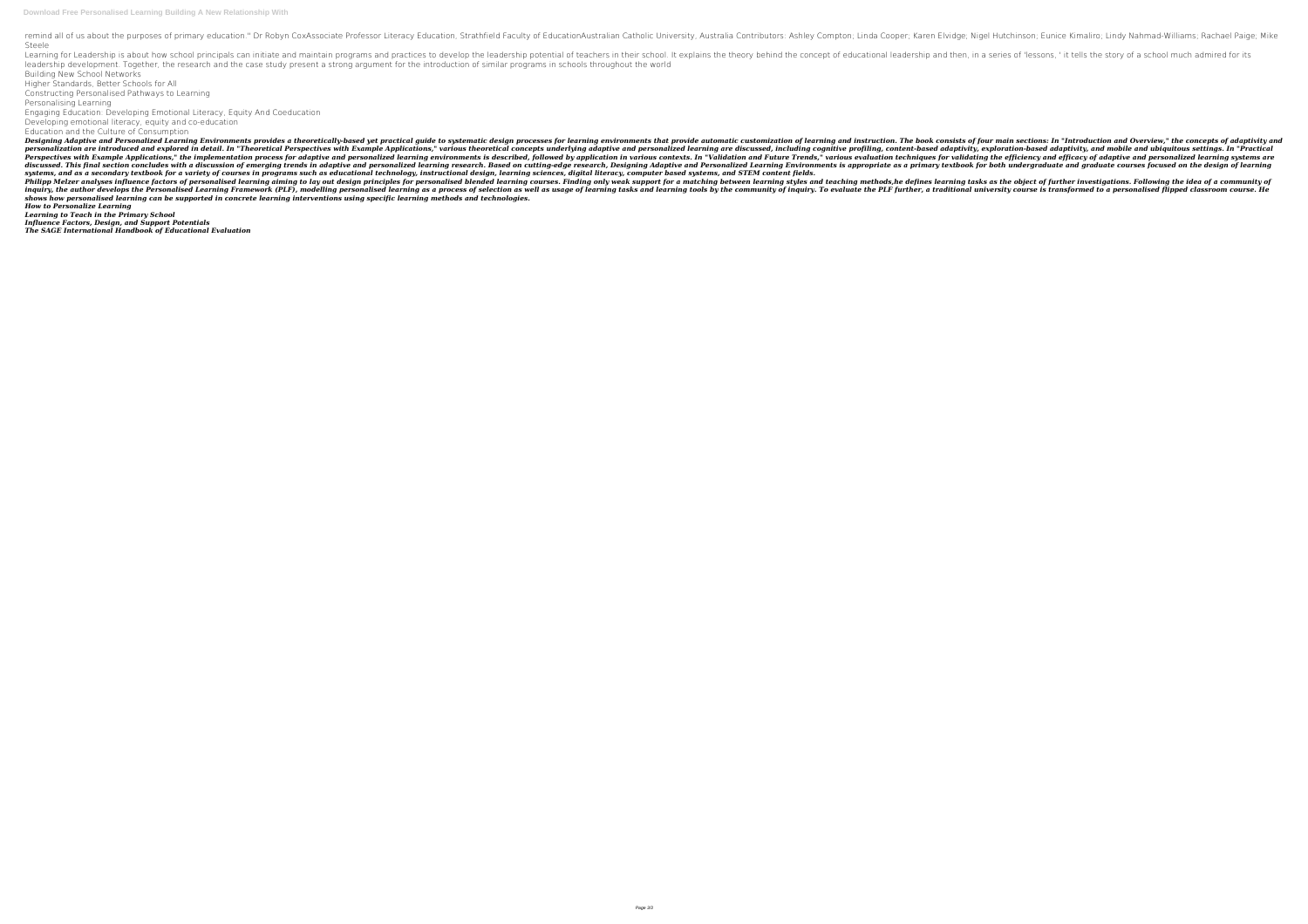remind all of us about the purposes of primary education." Dr Robyn CoxAssociate Professor Literacy Education, Strathfield Faculty of EducationAustralian Catholic University, Australia Contributors: Ashley Compton; Linda Cooper; Karen Elvidge; Nigel Hutchinson; Eunice Kimaliro; Lindy Nahmad-Williams; Rachael Paige; Mike Steele

Learning for Leadership is about how school principals can initiate and maintain programs and practices to develop the leadership potential of teachers in their school. It explains the theory behind the concept of educational leadership and then, in a series of 'lessons, ' it tells the story of a school much admired for its leadership development. Together, the research and the case study present a strong argument for the introduction of similar programs in schools throughout the world

Building New School Networks

Higher Standards, Better Schools for All

Constructing Personalised Pathways to Learning

Personalising Learning

Engaging Education: Developing Emotional Literacy, Equity And Coeducation

Developing emotional literacy, equity and co-education

Education and the Culture of Consumption

***Designing Adaptive and Personalized Learning Environments provides a theoretically-based yet practical guide to systematic design processes for learning environments that provide automatic customization of learning and instruction. The book consists of four main sections: In "Introduction and Overview," the concepts of adaptivity and personalization are introduced and explored in detail. In "Theoretical Perspectives with Example Applications," various theoretical concepts underlying adaptive and personalized learning are discussed, including cognitive profiling, content-based adaptivity, exploration-based adaptivity, and mobile and ubiquitous settings. In "Practical Perspectives with Example Applications," the implementation process for adaptive and personalized learning environments is described, followed by application in various contexts. In "Validation and Future Trends," various evaluation techniques for validating the efficiency and efficacy of adaptive and personalized learning systems are discussed. This final section concludes with a discussion of emerging trends in adaptive and personalized learning research. Based on cutting-edge research, Designing Adaptive and Personalized Learning Environments is appropriate as a primary textbook for both undergraduate and graduate courses focused on the design of learning systems, and as a secondary textbook for a variety of courses in programs such as educational technology, instructional design, learning sciences, digital literacy, computer based systems, and STEM content fields.***

***Philipp Melzer analyses influence factors of personalised learning aiming to lay out design principles for personalised blended learning courses. Finding only weak support for a matching between learning styles and teaching methods,he defines learning tasks as the object of further investigations. Following the idea of a community of inquiry, the author develops the Personalised Learning Framework (PLF), modelling personalised learning as a process of selection as well as usage of learning tasks and learning tools by the community of inquiry. To evaluate the PLF further, a traditional university course is transformed to a personalised flipped classroom course. He shows how personalised learning can be supported in concrete learning interventions using specific learning methods and technologies.***

***How to Personalize Learning***

***Learning to Teach in the Primary School***

***Influence Factors, Design, and Support Potentials***

***The SAGE International Handbook of Educational Evaluation***